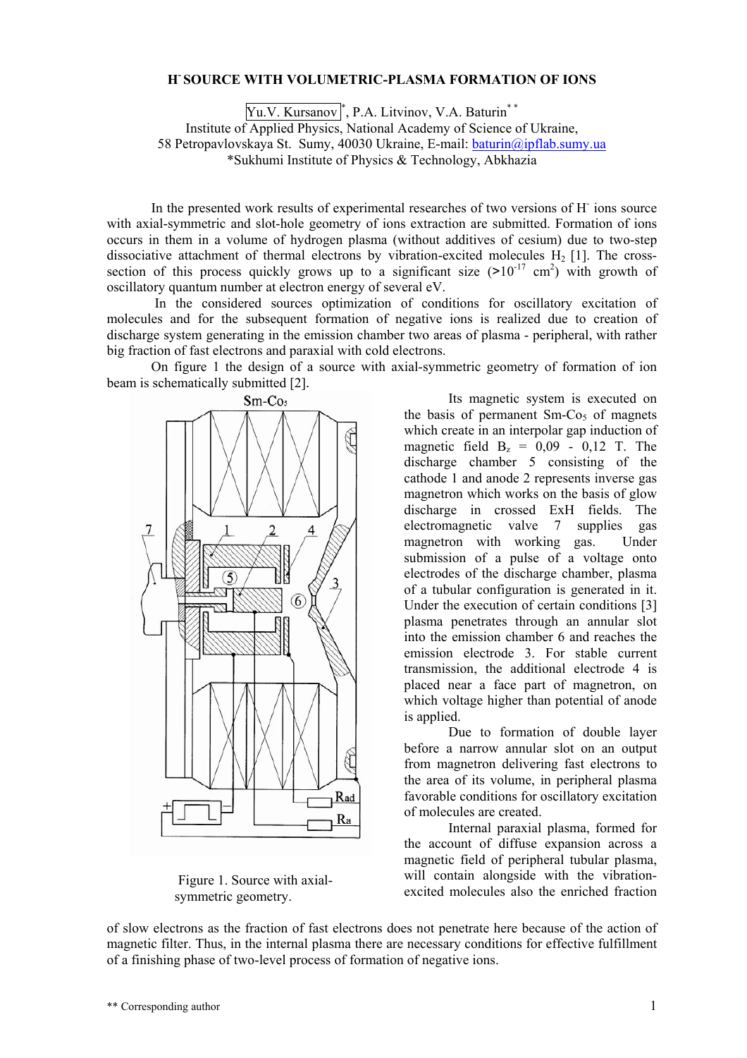# H⁻ SOURCE WITH VOLUMETRIC-PLASMA FORMATION OF IONS

Yu.V. Kursanov*, P.A. Litvinov, V.A. Baturin**

Institute of Applied Physics, National Academy of Science of Ukraine,
58 Petropavlovskaya St. Sumy, 40030 Ukraine, E-mail: baturin@ipflab.sumy.ua
*Sukhumi Institute of Physics & Technology, Abkhazia

In the presented work results of experimental researches of two versions of H⁻ ions source with axial-symmetric and slot-hole geometry of ions extraction are submitted. Formation of ions occurs in them in a volume of hydrogen plasma (without additives of cesium) due to two-step dissociative attachment of thermal electrons by vibration-excited molecules $H_2$ [1]. The cross-section of this process quickly grows up to a significant size (>$10^{-17}$ cm$^2$) with growth of oscillatory quantum number at electron energy of several eV.

In the considered sources optimization of conditions for oscillatory excitation of molecules and for the subsequent formation of negative ions is realized due to creation of discharge system generating in the emission chamber two areas of plasma - peripheral, with rather big fraction of fast electrons and paraxial with cold electrons.

On figure 1 the design of a source with axial-symmetric geometry of formation of ion beam is schematically submitted [2].

Figure 1. Source with axial-symmetric geometry.

Its magnetic system is executed on the basis of permanent Sm-$Co_5$ of magnets which create in an interpolar gap induction of magnetic field $B_z$ = 0,09 - 0,12 T. The discharge chamber 5 consisting of the cathode 1 and anode 2 represents inverse gas magnetron which works on the basis of glow discharge in crossed ExH fields. The electromagnetic valve 7 supplies gas magnetron with working gas. Under submission of a pulse of a voltage onto electrodes of the discharge chamber, plasma of a tubular configuration is generated in it. Under the execution of certain conditions [3] plasma penetrates through an annular slot into the emission chamber 6 and reaches the emission electrode 3. For stable current transmission, the additional electrode 4 is placed near a face part of magnetron, on which voltage higher than potential of anode is applied.

Due to formation of double layer before a narrow annular slot on an output from magnetron delivering fast electrons to the area of its volume, in peripheral plasma favorable conditions for oscillatory excitation of molecules are created.

Internal paraxial plasma, formed for the account of diffuse expansion across a magnetic field of peripheral tubular plasma, will contain alongside with the vibration-excited molecules also the enriched fraction of slow electrons as the fraction of fast electrons does not penetrate here because of the action of magnetic filter. Thus, in the internal plasma there are necessary conditions for effective fulfillment of a finishing phase of two-level process of formation of negative ions.

** Corresponding author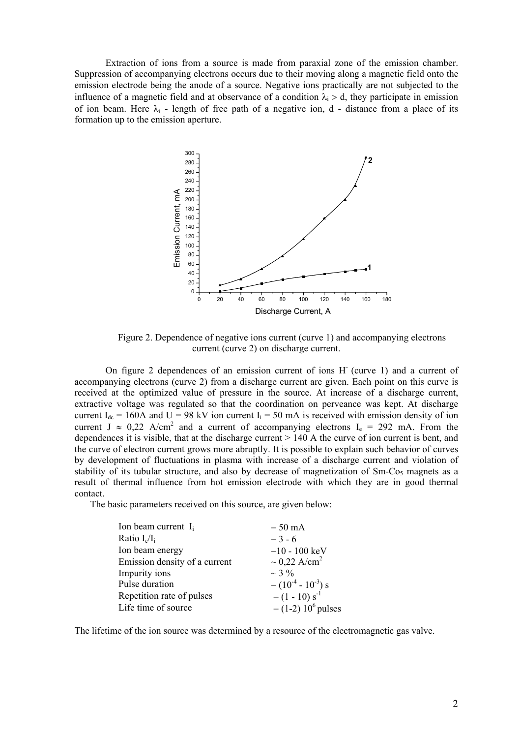Extraction of ions from a source is made from paraxial zone of the emission chamber. Suppression of accompanying electrons occurs due to their moving along a magnetic field onto the emission electrode being the anode of a source. Negative ions practically are not subjected to the influence of a magnetic field and at observance of a condition $\lambda_i > d$, they participate in emission of ion beam. Here $\lambda_i$ - length of free path of a negative ion, d - distance from a place of its formation up to the emission aperture.

Figure 2. Dependence of negative ions current (curve 1) and accompanying electrons current (curve 2) on discharge current.

On figure 2 dependences of an emission current of ions $H^-$ (curve 1) and a current of accompanying electrons (curve 2) from a discharge current are given. Each point on this curve is received at the optimized value of pressure in the source. At increase of a discharge current, extractive voltage was regulated so that the coordination on perveance was kept. At discharge current $I_{dc}$ = 160A and U = 98 kV ion current $I_i$ = 50 mA is received with emission density of ion current J ≈ 0,22 A/cm$^2$ and a current of accompanying electrons $I_e$ = 292 mA. From the dependences it is visible, that at the discharge current > 140 A the curve of ion current is bent, and the curve of electron current grows more abruptly. It is possible to explain such behavior of curves by development of fluctuations in plasma with increase of a discharge current and violation of stability of its tubular structure, and also by decrease of magnetization of $Sm\text{-}Co_5$ magnets as a result of thermal influence from hot emission electrode with which they are in good thermal contact.

The basic parameters received on this source, are given below:

| | |
|---|---|
| Ion beam current $I_i$ | – 50 mA |
| Ratio $I_e/I_i$ | – 3 - 6 |
| Ion beam energy | –10 - 100 keV |
| Emission density of a current | ~ 0,22 A/cm$^2$ |
| Impurity ions | ~ 3 % |
| Pulse duration | – ($10^{-4}$ - $10^{-3}$) s |
| Repetition rate of pulses | – (1 - 10) s$^{-1}$ |
| Life time of source | – (1-2) $10^6$ pulses |

The lifetime of the ion source was determined by a resource of the electromagnetic gas valve.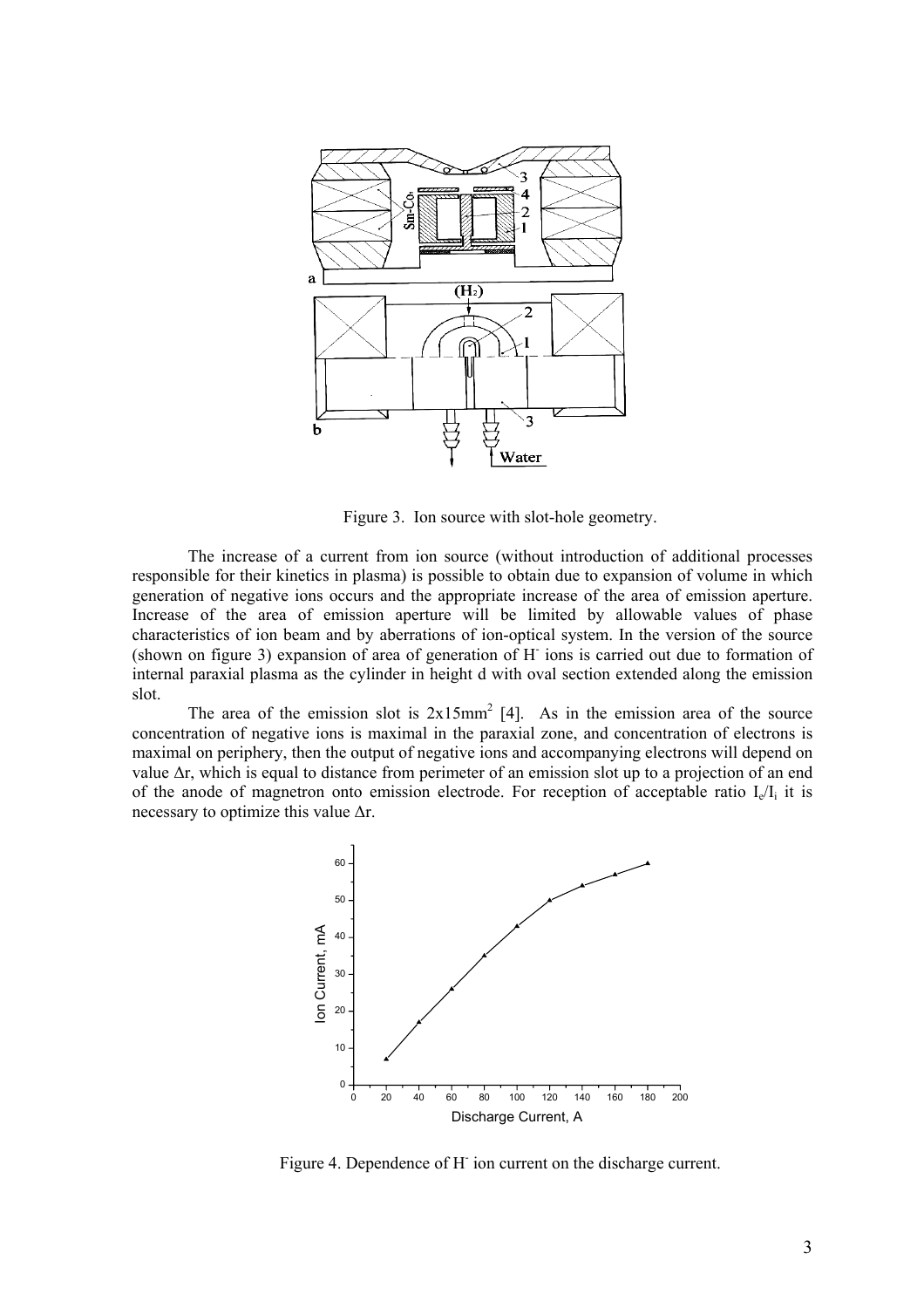Figure 3. Ion source with slot-hole geometry.

The increase of a current from ion source (without introduction of additional processes responsible for their kinetics in plasma) is possible to obtain due to expansion of volume in which generation of negative ions occurs and the appropriate increase of the area of emission aperture. Increase of the area of emission aperture will be limited by allowable values of phase characteristics of ion beam and by aberrations of ion-optical system. In the version of the source (shown on figure 3) expansion of area of generation of $H^-$ ions is carried out due to formation of internal paraxial plasma as the cylinder in height d with oval section extended along the emission slot.

The area of the emission slot is $2x15mm^2$ [4]. As in the emission area of the source concentration of negative ions is maximal in the paraxial zone, and concentration of electrons is maximal on periphery, then the output of negative ions and accompanying electrons will depend on value $\Delta r$, which is equal to distance from perimeter of an emission slot up to a projection of an end of the anode of magnetron onto emission electrode. For reception of acceptable ratio $I_e/I_i$ it is necessary to optimize this value $\Delta r$.

Figure 4. Dependence of $H^-$ ion current on the discharge current.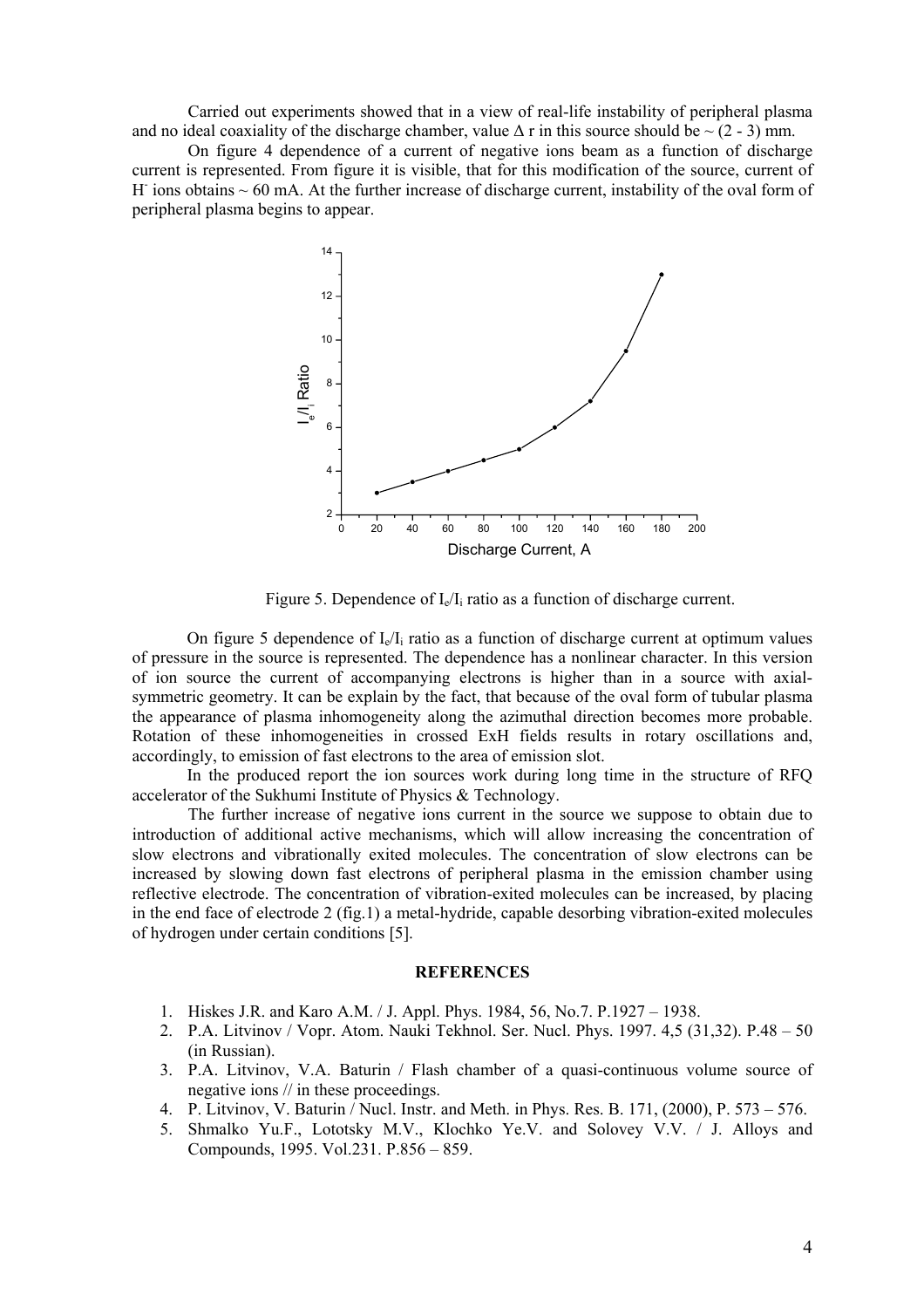Carried out experiments showed that in a view of real-life instability of peripheral plasma and no ideal coaxiality of the discharge chamber, value $\Delta$ r in this source should be ~ (2 - 3) mm.

On figure 4 dependence of a current of negative ions beam as a function of discharge current is represented. From figure it is visible, that for this modification of the source, current of $H^-$ ions obtains ~ 60 mA. At the further increase of discharge current, instability of the oval form of peripheral plasma begins to appear.

$I_e/I_i$ Ratio

14
12
10
8
6
4
2

0 20 40 60 80 100 120 140 160 180 200

Discharge Current, A

Figure 5. Dependence of $I_e/I_i$ ratio as a function of discharge current.

On figure 5 dependence of $I_e/I_i$ ratio as a function of discharge current at optimum values of pressure in the source is represented. The dependence has a nonlinear character. In this version of ion source the current of accompanying electrons is higher than in a source with axial-symmetric geometry. It can be explain by the fact, that because of the oval form of tubular plasma the appearance of plasma inhomogeneity along the azimuthal direction becomes more probable. Rotation of these inhomogeneities in crossed ExH fields results in rotary oscillations and, accordingly, to emission of fast electrons to the area of emission slot.

In the produced report the ion sources work during long time in the structure of RFQ accelerator of the Sukhumi Institute of Physics & Technology.

The further increase of negative ions current in the source we suppose to obtain due to introduction of additional active mechanisms, which will allow increasing the concentration of slow electrons and vibrationally exited molecules. The concentration of slow electrons can be increased by slowing down fast electrons of peripheral plasma in the emission chamber using reflective electrode. The concentration of vibration-exited molecules can be increased, by placing in the end face of electrode 2 (fig.1) a metal-hydride, capable desorbing vibration-exited molecules of hydrogen under certain conditions [5].

## REFERENCES

1. Hiskes J.R. and Karo A.M. / J. Appl. Phys. 1984, 56, No.7. P.1927 – 1938.
2. P.A. Litvinov / Vopr. Atom. Nauki Tekhnol. Ser. Nucl. Phys. 1997. 4,5 (31,32). P.48 – 50 (in Russian).
3. P.A. Litvinov, V.A. Baturin / Flash chamber of a quasi-continuous volume source of negative ions // in these proceedings.
4. P. Litvinov, V. Baturin / Nucl. Instr. and Meth. in Phys. Res. B. 171, (2000), P. 573 – 576.
5. Shmalko Yu.F., Lototsky M.V., Klochko Ye.V. and Solovey V.V. / J. Alloys and Compounds, 1995. Vol.231. P.856 – 859.